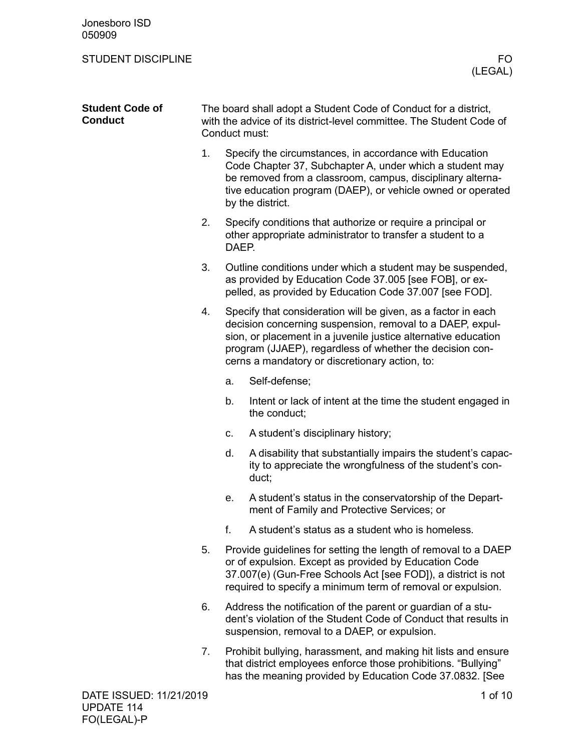## Student Code of Conduct

The board shall adopt a Student Code of Conduct for a district, with the advice of its district-level committee. The Student Code of Conduct must:

1. Specify the circumstances, in accordance with Education Code Chapter 37, Subchapter A, under which a student may be removed from a classroom, campus, disciplinary alternative education program (DAEP), or vehicle owned or operated by the district.
2. Specify conditions that authorize or require a principal or other appropriate administrator to transfer a student to a DAEP.
3. Outline conditions under which a student may be suspended, as provided by Education Code 37.005 [see FOB], or expelled, as provided by Education Code 37.007 [see FOD].
4. Specify that consideration will be given, as a factor in each decision concerning suspension, removal to a DAEP, expulsion, or placement in a juvenile justice alternative education program (JJAEP), regardless of whether the decision concerns a mandatory or discretionary action, to:
   a. Self-defense;
   b. Intent or lack of intent at the time the student engaged in the conduct;
   c. A student's disciplinary history;
   d. A disability that substantially impairs the student's capacity to appreciate the wrongfulness of the student's conduct;
   e. A student's status in the conservatorship of the Department of Family and Protective Services; or
   f. A student's status as a student who is homeless.
5. Provide guidelines for setting the length of removal to a DAEP or of expulsion. Except as provided by Education Code 37.007(e) (Gun-Free Schools Act [see FOD]), a district is not required to specify a minimum term of removal or expulsion.
6. Address the notification of the parent or guardian of a student's violation of the Student Code of Conduct that results in suspension, removal to a DAEP, or expulsion.
7. Prohibit bullying, harassment, and making hit lists and ensure that district employees enforce those prohibitions. "Bullying" has the meaning provided by Education Code 37.0832. [See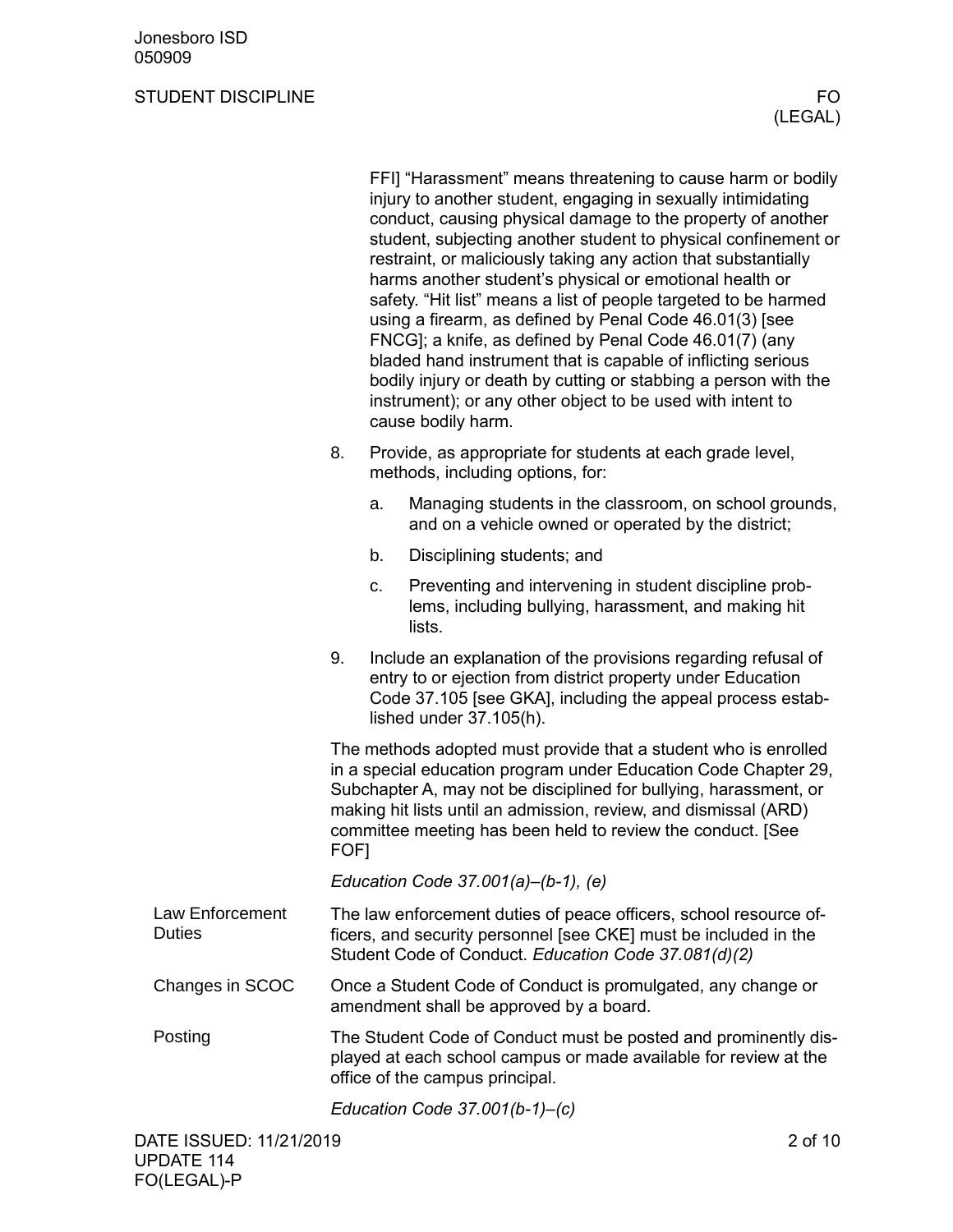FFI] "Harassment" means threatening to cause harm or bodily injury to another student, engaging in sexually intimidating conduct, causing physical damage to the property of another student, subjecting another student to physical confinement or restraint, or maliciously taking any action that substantially harms another student's physical or emotional health or safety. "Hit list" means a list of people targeted to be harmed using a firearm, as defined by Penal Code 46.01(3) [see FNCG]; a knife, as defined by Penal Code 46.01(7) (any bladed hand instrument that is capable of inflicting serious bodily injury or death by cutting or stabbing a person with the instrument); or any other object to be used with intent to cause bodily harm.

8. Provide, as appropriate for students at each grade level, methods, including options, for:
   a. Managing students in the classroom, on school grounds, and on a vehicle owned or operated by the district;
   b. Disciplining students; and
   c. Preventing and intervening in student discipline problems, including bullying, harassment, and making hit lists.
9. Include an explanation of the provisions regarding refusal of entry to or ejection from district property under Education Code 37.105 [see GKA], including the appeal process established under 37.105(h).

The methods adopted must provide that a student who is enrolled in a special education program under Education Code Chapter 29, Subchapter A, may not be disciplined for bullying, harassment, or making hit lists until an admission, review, and dismissal (ARD) committee meeting has been held to review the conduct. [See FOF]

*Education Code 37.001(a)–(b-1), (e)*

**Law Enforcement Duties**

The law enforcement duties of peace officers, school resource officers, and security personnel [see CKE] must be included in the Student Code of Conduct. *Education Code 37.081(d)(2)*

**Changes in SCOC**

Once a Student Code of Conduct is promulgated, any change or amendment shall be approved by a board.

**Posting**

The Student Code of Conduct must be posted and prominently displayed at each school campus or made available for review at the office of the campus principal.

*Education Code 37.001(b-1)–(c)*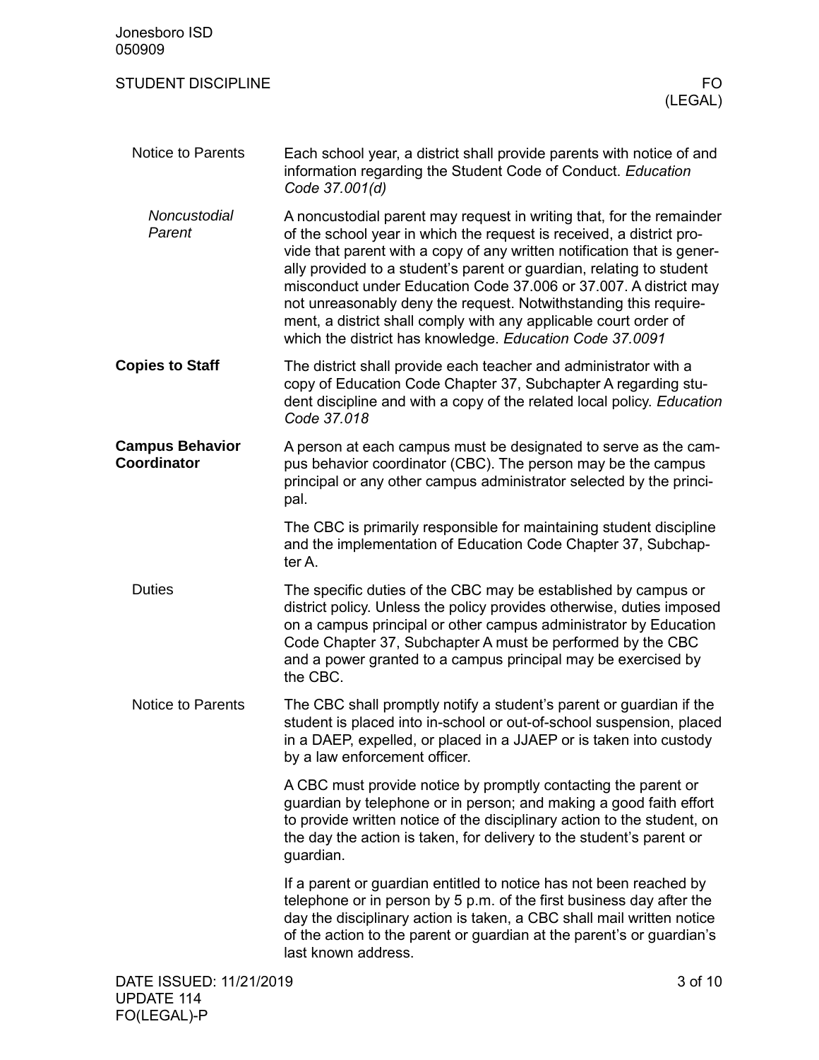### Notice to Parents

Each school year, a district shall provide parents with notice of and information regarding the Student Code of Conduct. *Education Code 37.001(d)*

#### *Noncustodial Parent*

A noncustodial parent may request in writing that, for the remainder of the school year in which the request is received, a district provide that parent with a copy of any written notification that is generally provided to a student's parent or guardian, relating to student misconduct under Education Code 37.006 or 37.007. A district may not unreasonably deny the request. Notwithstanding this requirement, a district shall comply with any applicable court order of which the district has knowledge. *Education Code 37.0091*

## Copies to Staff

The district shall provide each teacher and administrator with a copy of Education Code Chapter 37, Subchapter A regarding student discipline and with a copy of the related local policy. *Education Code 37.018*

## Campus Behavior Coordinator

A person at each campus must be designated to serve as the campus behavior coordinator (CBC). The person may be the campus principal or any other campus administrator selected by the principal.

The CBC is primarily responsible for maintaining student discipline and the implementation of Education Code Chapter 37, Subchapter A.

### Duties

The specific duties of the CBC may be established by campus or district policy. Unless the policy provides otherwise, duties imposed on a campus principal or other campus administrator by Education Code Chapter 37, Subchapter A must be performed by the CBC and a power granted to a campus principal may be exercised by the CBC.

### Notice to Parents

The CBC shall promptly notify a student's parent or guardian if the student is placed into in-school or out-of-school suspension, placed in a DAEP, expelled, or placed in a JJAEP or is taken into custody by a law enforcement officer.

A CBC must provide notice by promptly contacting the parent or guardian by telephone or in person; and making a good faith effort to provide written notice of the disciplinary action to the student, on the day the action is taken, for delivery to the student's parent or guardian.

If a parent or guardian entitled to notice has not been reached by telephone or in person by 5 p.m. of the first business day after the day the disciplinary action is taken, a CBC shall mail written notice of the action to the parent or guardian at the parent's or guardian's last known address.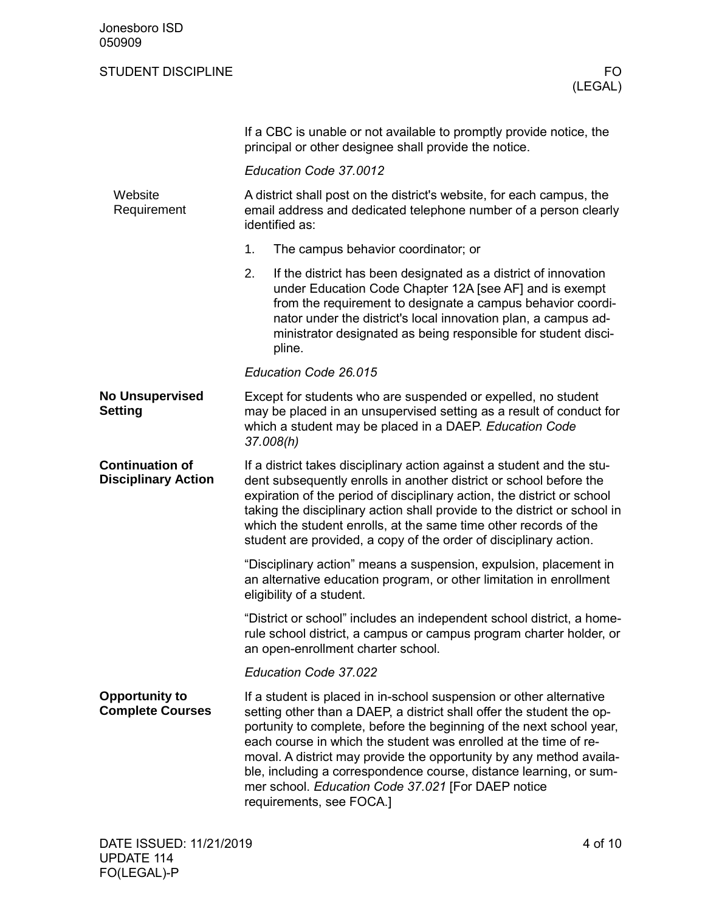If a CBC is unable or not available to promptly provide notice, the principal or other designee shall provide the notice.

*Education Code 37.0012*

### Website Requirement

A district shall post on the district's website, for each campus, the email address and dedicated telephone number of a person clearly identified as:

1. The campus behavior coordinator; or
2. If the district has been designated as a district of innovation under Education Code Chapter 12A [see AF] and is exempt from the requirement to designate a campus behavior coordinator under the district's local innovation plan, a campus administrator designated as being responsible for student discipline.

*Education Code 26.015*

## No Unsupervised Setting

Except for students who are suspended or expelled, no student may be placed in an unsupervised setting as a result of conduct for which a student may be placed in a DAEP. *Education Code 37.008(h)*

## Continuation of Disciplinary Action

If a district takes disciplinary action against a student and the student subsequently enrolls in another district or school before the expiration of the period of disciplinary action, the district or school taking the disciplinary action shall provide to the district or school in which the student enrolls, at the same time other records of the student are provided, a copy of the order of disciplinary action.

"Disciplinary action" means a suspension, expulsion, placement in an alternative education program, or other limitation in enrollment eligibility of a student.

"District or school" includes an independent school district, a home-rule school district, a campus or campus program charter holder, or an open-enrollment charter school.

*Education Code 37.022*

## Opportunity to Complete Courses

If a student is placed in in-school suspension or other alternative setting other than a DAEP, a district shall offer the student the opportunity to complete, before the beginning of the next school year, each course in which the student was enrolled at the time of removal. A district may provide the opportunity by any method available, including a correspondence course, distance learning, or summer school. *Education Code 37.021* [For DAEP notice requirements, see FOCA.]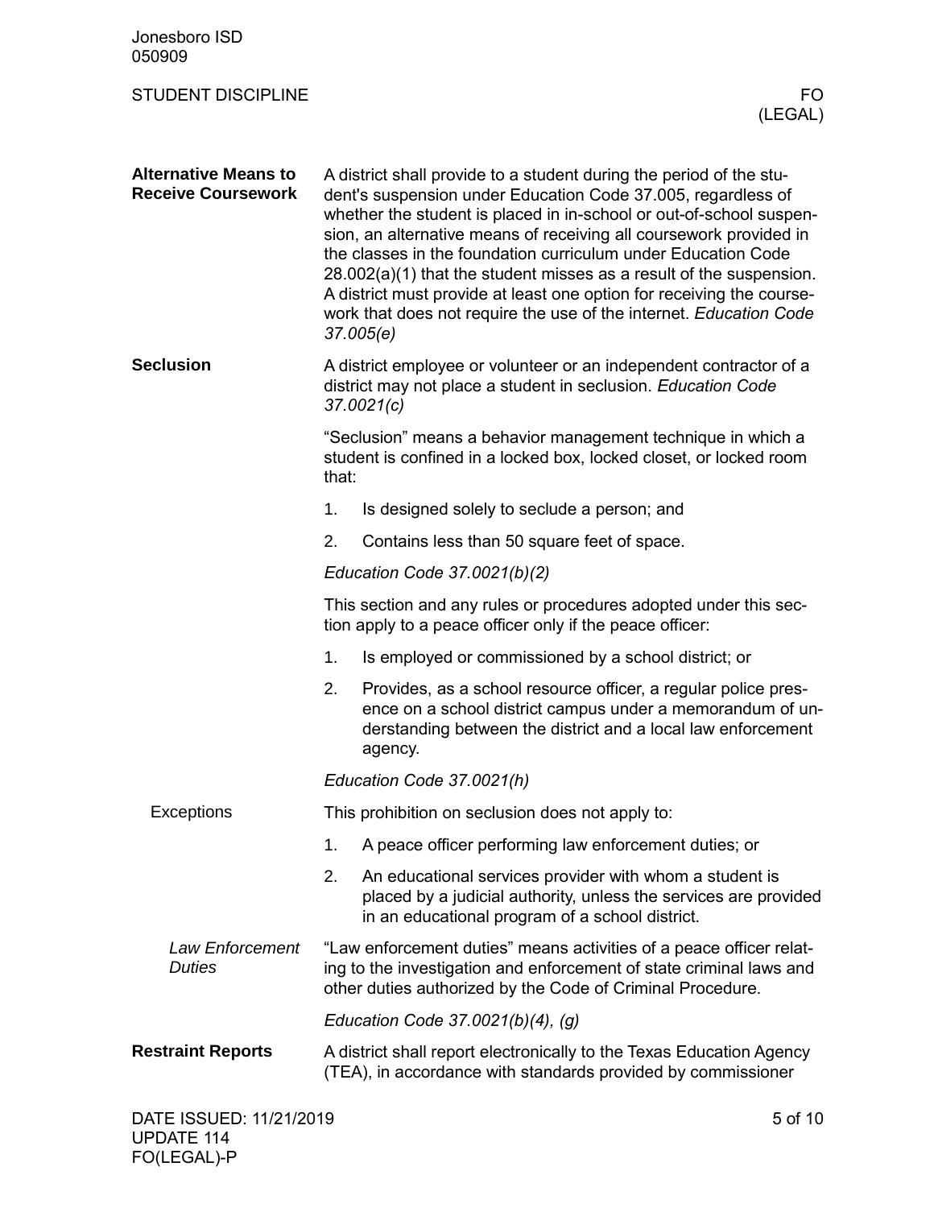## Alternative Means to Receive Coursework

A district shall provide to a student during the period of the student's suspension under Education Code 37.005, regardless of whether the student is placed in in-school or out-of-school suspension, an alternative means of receiving all coursework provided in the classes in the foundation curriculum under Education Code 28.002(a)(1) that the student misses as a result of the suspension. A district must provide at least one option for receiving the coursework that does not require the use of the internet. *Education Code 37.005(e)*

## Seclusion

A district employee or volunteer or an independent contractor of a district may not place a student in seclusion. *Education Code 37.0021(c)*

"Seclusion" means a behavior management technique in which a student is confined in a locked box, locked closet, or locked room that:

1. Is designed solely to seclude a person; and
2. Contains less than 50 square feet of space.

*Education Code 37.0021(b)(2)*

This section and any rules or procedures adopted under this section apply to a peace officer only if the peace officer:

1. Is employed or commissioned by a school district; or
2. Provides, as a school resource officer, a regular police presence on a school district campus under a memorandum of understanding between the district and a local law enforcement agency.

*Education Code 37.0021(h)*

### Exceptions

This prohibition on seclusion does not apply to:

1. A peace officer performing law enforcement duties; or
2. An educational services provider with whom a student is placed by a judicial authority, unless the services are provided in an educational program of a school district.

#### *Law Enforcement Duties*

"Law enforcement duties" means activities of a peace officer relating to the investigation and enforcement of state criminal laws and other duties authorized by the Code of Criminal Procedure.

*Education Code 37.0021(b)(4), (g)*

## Restraint Reports

A district shall report electronically to the Texas Education Agency (TEA), in accordance with standards provided by commissioner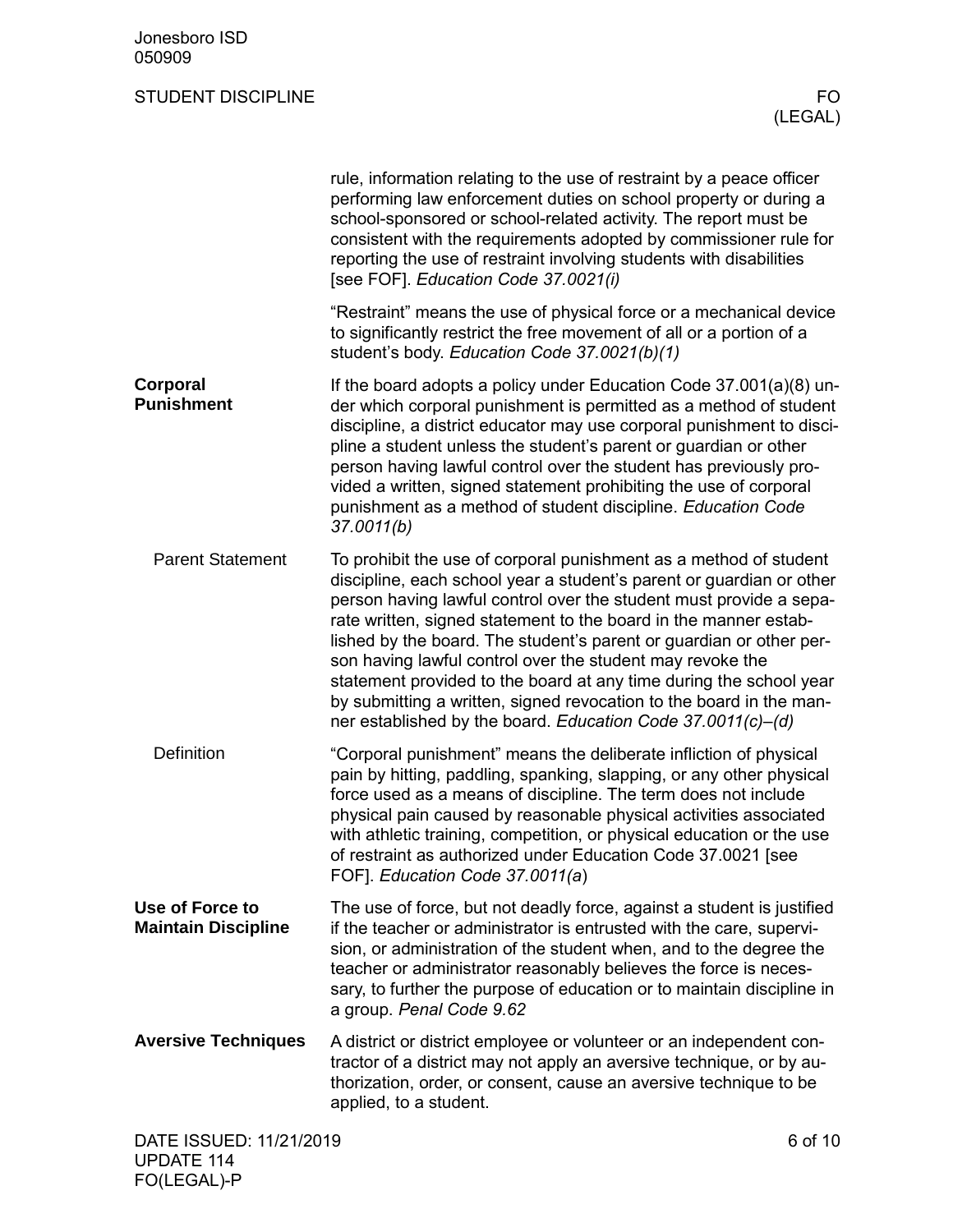rule, information relating to the use of restraint by a peace officer performing law enforcement duties on school property or during a school-sponsored or school-related activity. The report must be consistent with the requirements adopted by commissioner rule for reporting the use of restraint involving students with disabilities [see FOF]. *Education Code 37.0021(i)*

"Restraint" means the use of physical force or a mechanical device to significantly restrict the free movement of all or a portion of a student's body. *Education Code 37.0021(b)(1)*

## Corporal Punishment

If the board adopts a policy under Education Code 37.001(a)(8) under which corporal punishment is permitted as a method of student discipline, a district educator may use corporal punishment to discipline a student unless the student's parent or guardian or other person having lawful control over the student has previously provided a written, signed statement prohibiting the use of corporal punishment as a method of student discipline. *Education Code 37.0011(b)*

### Parent Statement

To prohibit the use of corporal punishment as a method of student discipline, each school year a student's parent or guardian or other person having lawful control over the student must provide a separate written, signed statement to the board in the manner established by the board. The student's parent or guardian or other person having lawful control over the student may revoke the statement provided to the board at any time during the school year by submitting a written, signed revocation to the board in the manner established by the board. *Education Code 37.0011(c)–(d)*

### Definition

"Corporal punishment" means the deliberate infliction of physical pain by hitting, paddling, spanking, slapping, or any other physical force used as a means of discipline. The term does not include physical pain caused by reasonable physical activities associated with athletic training, competition, or physical education or the use of restraint as authorized under Education Code 37.0021 [see FOF]. *Education Code 37.0011(a)*

## Use of Force to Maintain Discipline

The use of force, but not deadly force, against a student is justified if the teacher or administrator is entrusted with the care, supervision, or administration of the student when, and to the degree the teacher or administrator reasonably believes the force is necessary, to further the purpose of education or to maintain discipline in a group. *Penal Code 9.62*

## Aversive Techniques

A district or district employee or volunteer or an independent contractor of a district may not apply an aversive technique, or by authorization, order, or consent, cause an aversive technique to be applied, to a student.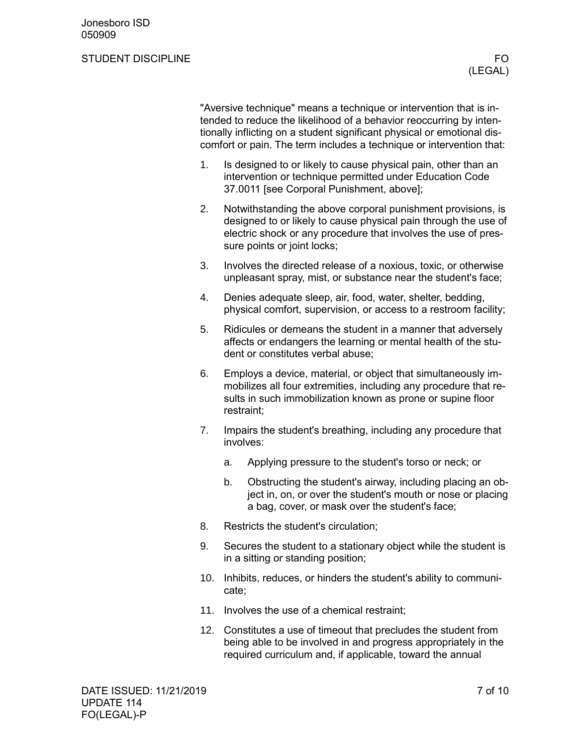"Aversive technique" means a technique or intervention that is intended to reduce the likelihood of a behavior reoccurring by intentionally inflicting on a student significant physical or emotional discomfort or pain. The term includes a technique or intervention that:

1. Is designed to or likely to cause physical pain, other than an intervention or technique permitted under Education Code 37.0011 [see Corporal Punishment, above];
2. Notwithstanding the above corporal punishment provisions, is designed to or likely to cause physical pain through the use of electric shock or any procedure that involves the use of pressure points or joint locks;
3. Involves the directed release of a noxious, toxic, or otherwise unpleasant spray, mist, or substance near the student's face;
4. Denies adequate sleep, air, food, water, shelter, bedding, physical comfort, supervision, or access to a restroom facility;
5. Ridicules or demeans the student in a manner that adversely affects or endangers the learning or mental health of the student or constitutes verbal abuse;
6. Employs a device, material, or object that simultaneously immobilizes all four extremities, including any procedure that results in such immobilization known as prone or supine floor restraint;
7. Impairs the student's breathing, including any procedure that involves:
   a. Applying pressure to the student's torso or neck; or
   b. Obstructing the student's airway, including placing an object in, on, or over the student's mouth or nose or placing a bag, cover, or mask over the student's face;
8. Restricts the student's circulation;
9. Secures the student to a stationary object while the student is in a sitting or standing position;
10. Inhibits, reduces, or hinders the student's ability to communicate;
11. Involves the use of a chemical restraint;
12. Constitutes a use of timeout that precludes the student from being able to be involved in and progress appropriately in the required curriculum and, if applicable, toward the annual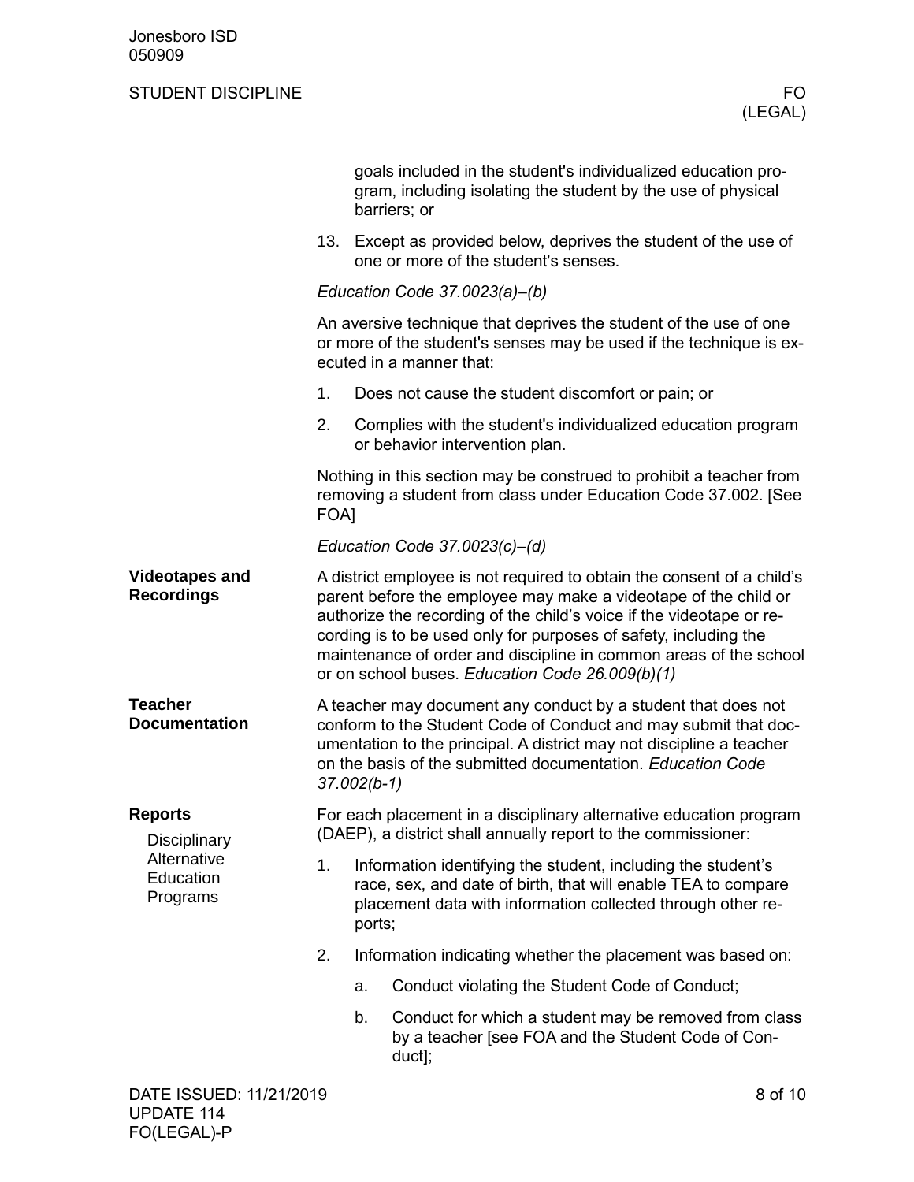goals included in the student's individualized education program, including isolating the student by the use of physical barriers; or

13. Except as provided below, deprives the student of the use of one or more of the student's senses.

*Education Code 37.0023(a)–(b)*

An aversive technique that deprives the student of the use of one or more of the student's senses may be used if the technique is executed in a manner that:

1. Does not cause the student discomfort or pain; or
2. Complies with the student's individualized education program or behavior intervention plan.

Nothing in this section may be construed to prohibit a teacher from removing a student from class under Education Code 37.002. [See FOA]

*Education Code 37.0023(c)–(d)*

## Videotapes and Recordings

A district employee is not required to obtain the consent of a child's parent before the employee may make a videotape of the child or authorize the recording of the child's voice if the videotape or recording is to be used only for purposes of safety, including the maintenance of order and discipline in common areas of the school or on school buses. *Education Code 26.009(b)(1)*

## Teacher Documentation

A teacher may document any conduct by a student that does not conform to the Student Code of Conduct and may submit that documentation to the principal. A district may not discipline a teacher on the basis of the submitted documentation. *Education Code 37.002(b-1)*

## Reports

### Disciplinary Alternative Education Programs

For each placement in a disciplinary alternative education program (DAEP), a district shall annually report to the commissioner:

1. Information identifying the student, including the student's race, sex, and date of birth, that will enable TEA to compare placement data with information collected through other reports;
2. Information indicating whether the placement was based on:
   a. Conduct violating the Student Code of Conduct;
   b. Conduct for which a student may be removed from class by a teacher [see FOA and the Student Code of Conduct];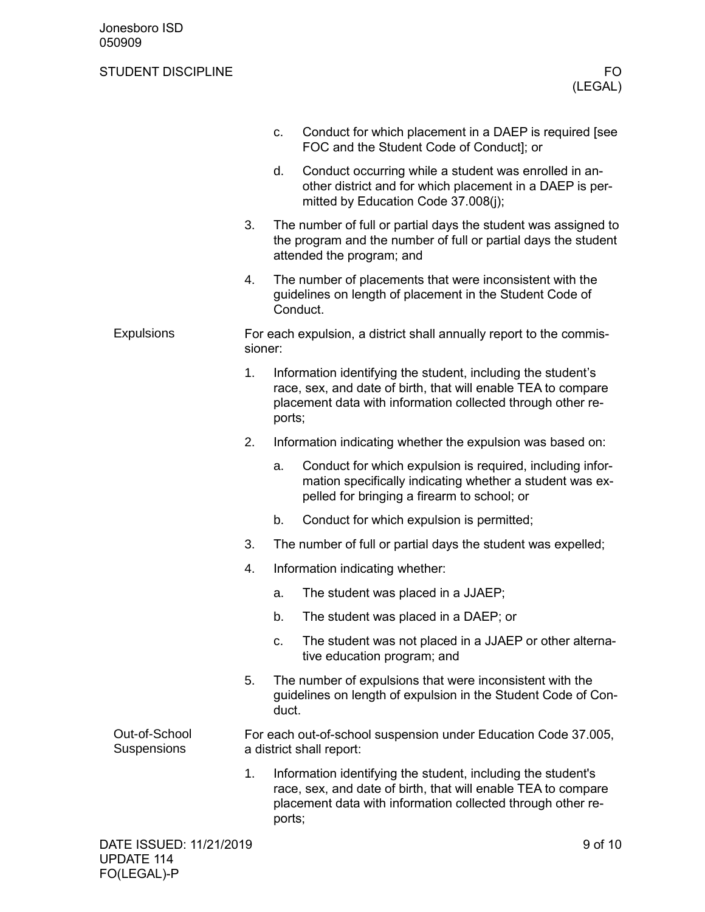c. Conduct for which placement in a DAEP is required [see FOC and the Student Code of Conduct]; or

d. Conduct occurring while a student was enrolled in another district and for which placement in a DAEP is permitted by Education Code 37.008(j);

3. The number of full or partial days the student was assigned to the program and the number of full or partial days the student attended the program; and

4. The number of placements that were inconsistent with the guidelines on length of placement in the Student Code of Conduct.

## Expulsions

For each expulsion, a district shall annually report to the commissioner:

1. Information identifying the student, including the student's race, sex, and date of birth, that will enable TEA to compare placement data with information collected through other reports;

2. Information indicating whether the expulsion was based on:

   a. Conduct for which expulsion is required, including information specifically indicating whether a student was expelled for bringing a firearm to school; or

   b. Conduct for which expulsion is permitted;

3. The number of full or partial days the student was expelled;

4. Information indicating whether:

   a. The student was placed in a JJAEP;

   b. The student was placed in a DAEP; or

   c. The student was not placed in a JJAEP or other alternative education program; and

5. The number of expulsions that were inconsistent with the guidelines on length of expulsion in the Student Code of Conduct.

## Out-of-School Suspensions

For each out-of-school suspension under Education Code 37.005, a district shall report:

1. Information identifying the student, including the student's race, sex, and date of birth, that will enable TEA to compare placement data with information collected through other reports;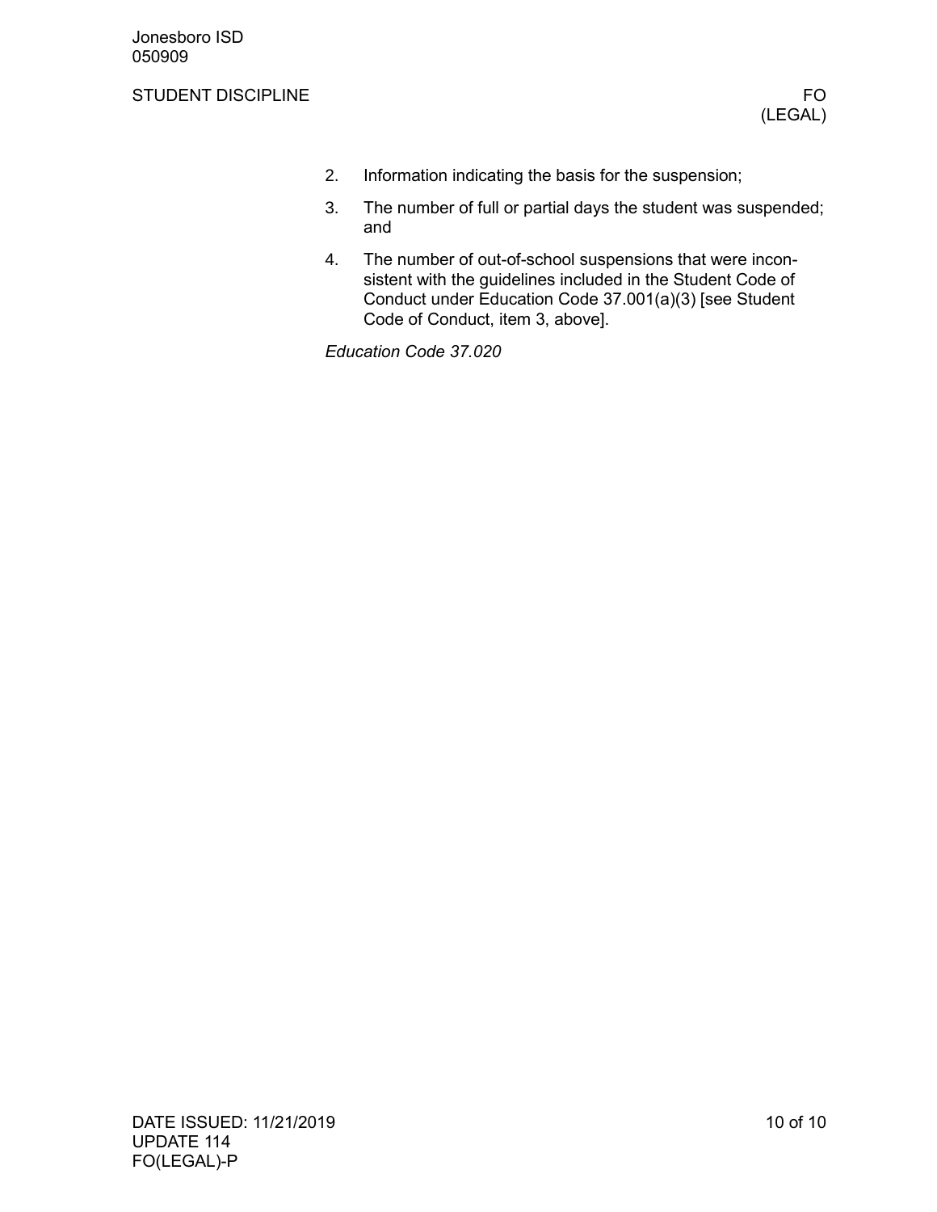2. Information indicating the basis for the suspension;

3. The number of full or partial days the student was suspended; and

4. The number of out-of-school suspensions that were inconsistent with the guidelines included in the Student Code of Conduct under Education Code 37.001(a)(3) [see Student Code of Conduct, item 3, above].

*Education Code 37.020*